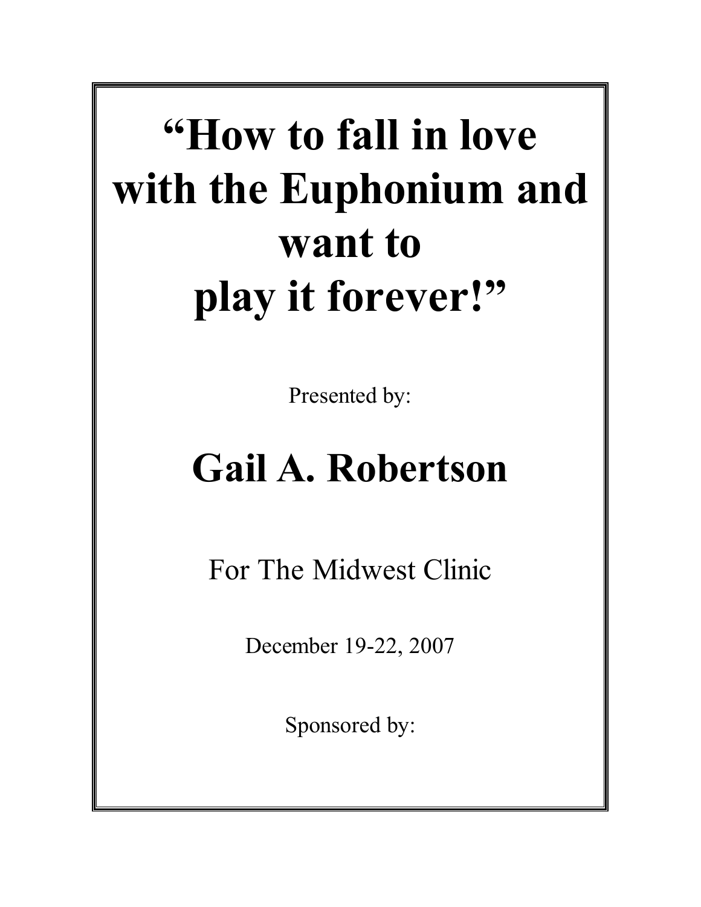# "How to fall in love with the Euphonium and want to play it forever!"

Presented by:

## Gail A. Robertson

For The Midwest Clinic

December 19-22, 2007

Sponsored by: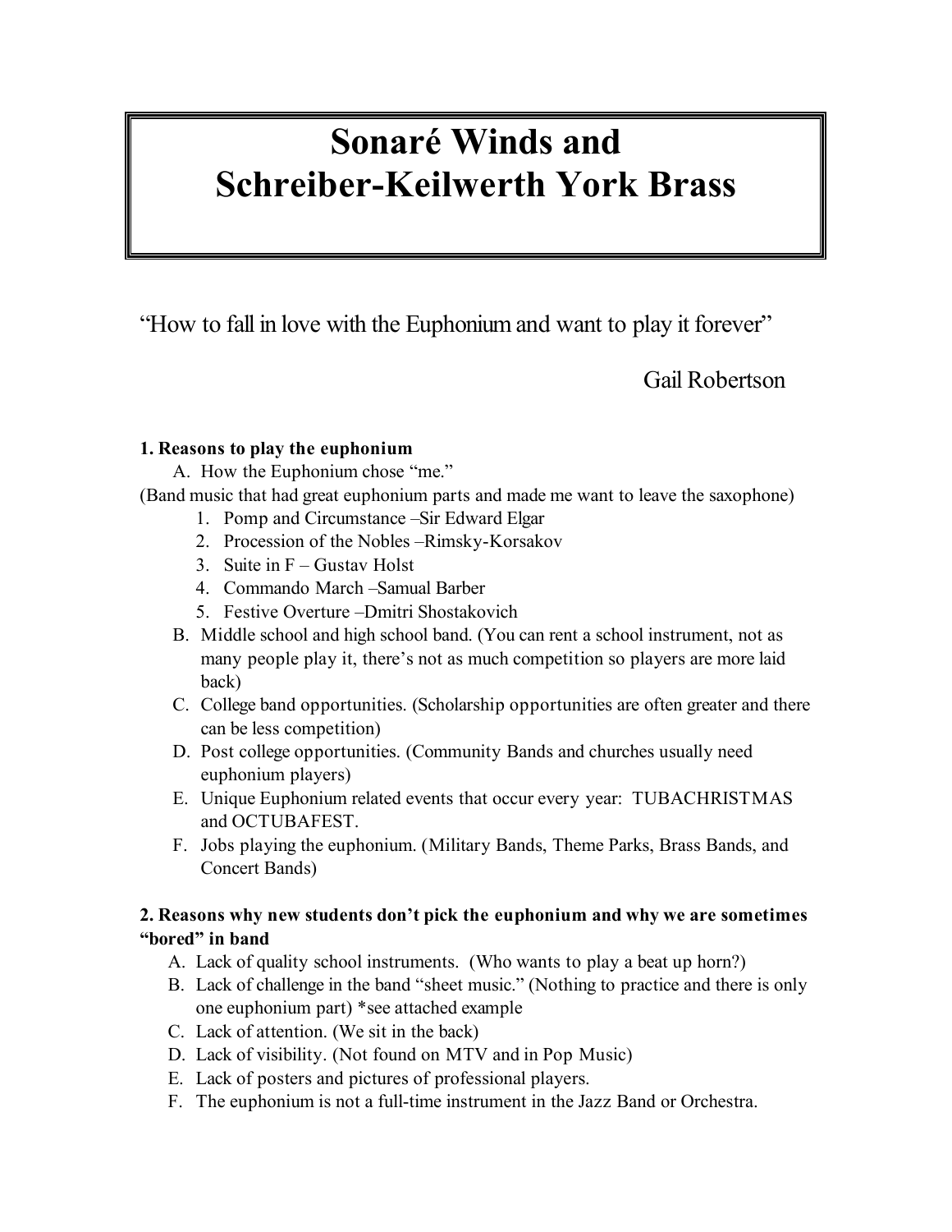# Sonaré Winds and Schreiber-Keilwerth York Brass

"How to fall in love with the Euphonium and want to play it forever"

Gail Robertson

**1. Reasons to play the euphonium**

A. How the Euphonium chose "me."

(Band music that had great euphonium parts and made me want to leave the saxophone)

1. Pomp and Circumstance –Sir Edward Elgar
2. Procession of the Nobles –Rimsky-Korsakov
3. Suite in F – Gustav Holst
4. Commando March –Samual Barber
5. Festive Overture –Dmitri Shostakovich

B. Middle school and high school band. (You can rent a school instrument, not as many people play it, there's not as much competition so players are more laid back)

C. College band opportunities. (Scholarship opportunities are often greater and there can be less competition)

D. Post college opportunities. (Community Bands and churches usually need euphonium players)

E. Unique Euphonium related events that occur every year: TUBACHRISTMAS and OCTUBAFEST.

F. Jobs playing the euphonium. (Military Bands, Theme Parks, Brass Bands, and Concert Bands)

**2. Reasons why new students don't pick the euphonium and why we are sometimes "bored" in band**

A. Lack of quality school instruments. (Who wants to play a beat up horn?)

B. Lack of challenge in the band "sheet music." (Nothing to practice and there is only one euphonium part) *see attached example

C. Lack of attention. (We sit in the back)

D. Lack of visibility. (Not found on MTV and in Pop Music)

E. Lack of posters and pictures of professional players.

F. The euphonium is not a full-time instrument in the Jazz Band or Orchestra.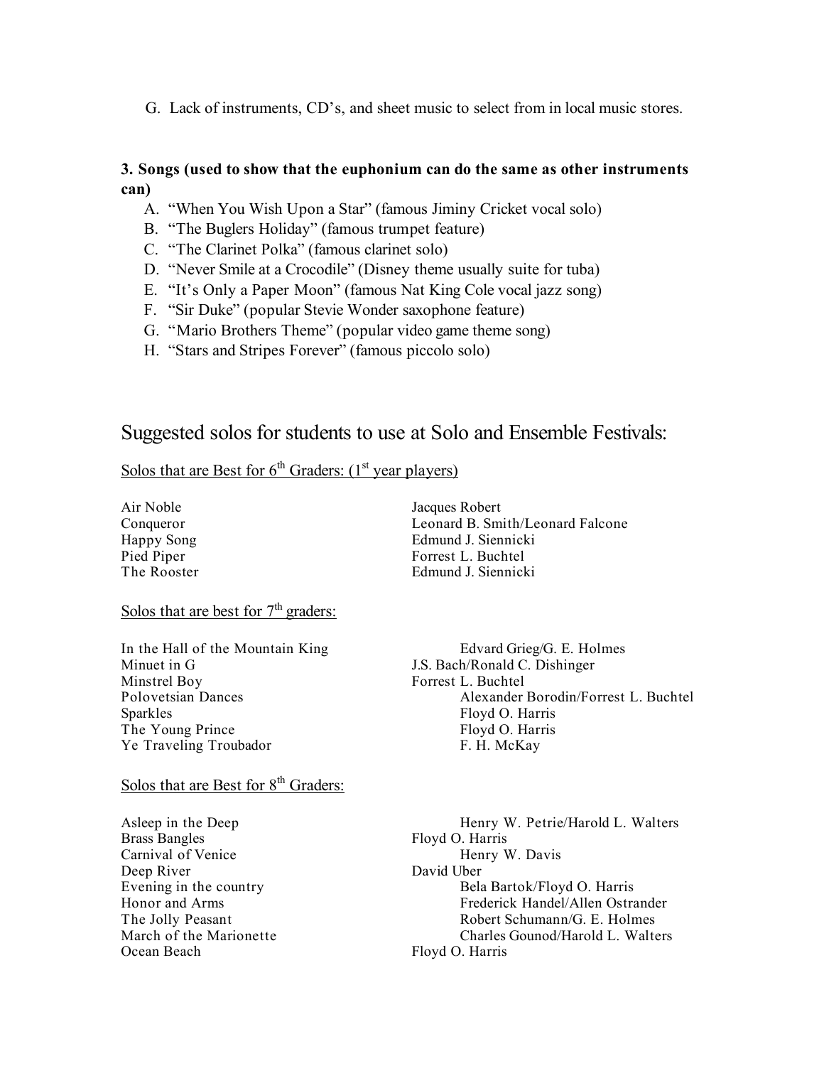G. Lack of instruments, CD's, and sheet music to select from in local music stores.

**3. Songs (used to show that the euphonium can do the same as other instruments can)**

A. "When You Wish Upon a Star" (famous Jiminy Cricket vocal solo)
B. "The Buglers Holiday" (famous trumpet feature)
C. "The Clarinet Polka" (famous clarinet solo)
D. "Never Smile at a Crocodile" (Disney theme usually suite for tuba)
E. "It's Only a Paper Moon" (famous Nat King Cole vocal jazz song)
F. "Sir Duke" (popular Stevie Wonder saxophone feature)
G. "Mario Brothers Theme" (popular video game theme song)
H. "Stars and Stripes Forever" (famous piccolo solo)

## Suggested solos for students to use at Solo and Ensemble Festivals:

Solos that are Best for 6th Graders: (1st year players)

| Title | Composer/Arranger |
|---|---|
| Air Noble | Jacques Robert |
| Conqueror | Leonard B. Smith/Leonard Falcone |
| Happy Song | Edmund J. Siennicki |
| Pied Piper | Forrest L. Buchtel |
| The Rooster | Edmund J. Siennicki |

Solos that are best for 7th graders:

| Title | Composer/Arranger |
|---|---|
| In the Hall of the Mountain King | Edvard Grieg/G. E. Holmes |
| Minuet in G | J.S. Bach/Ronald C. Dishinger |
| Minstrel Boy | Forrest L. Buchtel |
| Polovetsian Dances | Alexander Borodin/Forrest L. Buchtel |
| Sparkles | Floyd O. Harris |
| The Young Prince | Floyd O. Harris |
| Ye Traveling Troubador | F. H. McKay |

Solos that are Best for 8th Graders:

| Title | Composer/Arranger |
|---|---|
| Asleep in the Deep | Henry W. Petrie/Harold L. Walters |
| Brass Bangles | Floyd O. Harris |
| Carnival of Venice | Henry W. Davis |
| Deep River | David Uber |
| Evening in the country | Bela Bartok/Floyd O. Harris |
| Honor and Arms | Frederick Handel/Allen Ostrander |
| The Jolly Peasant | Robert Schumann/G. E. Holmes |
| March of the Marionette | Charles Gounod/Harold L. Walters |
| Ocean Beach | Floyd O. Harris |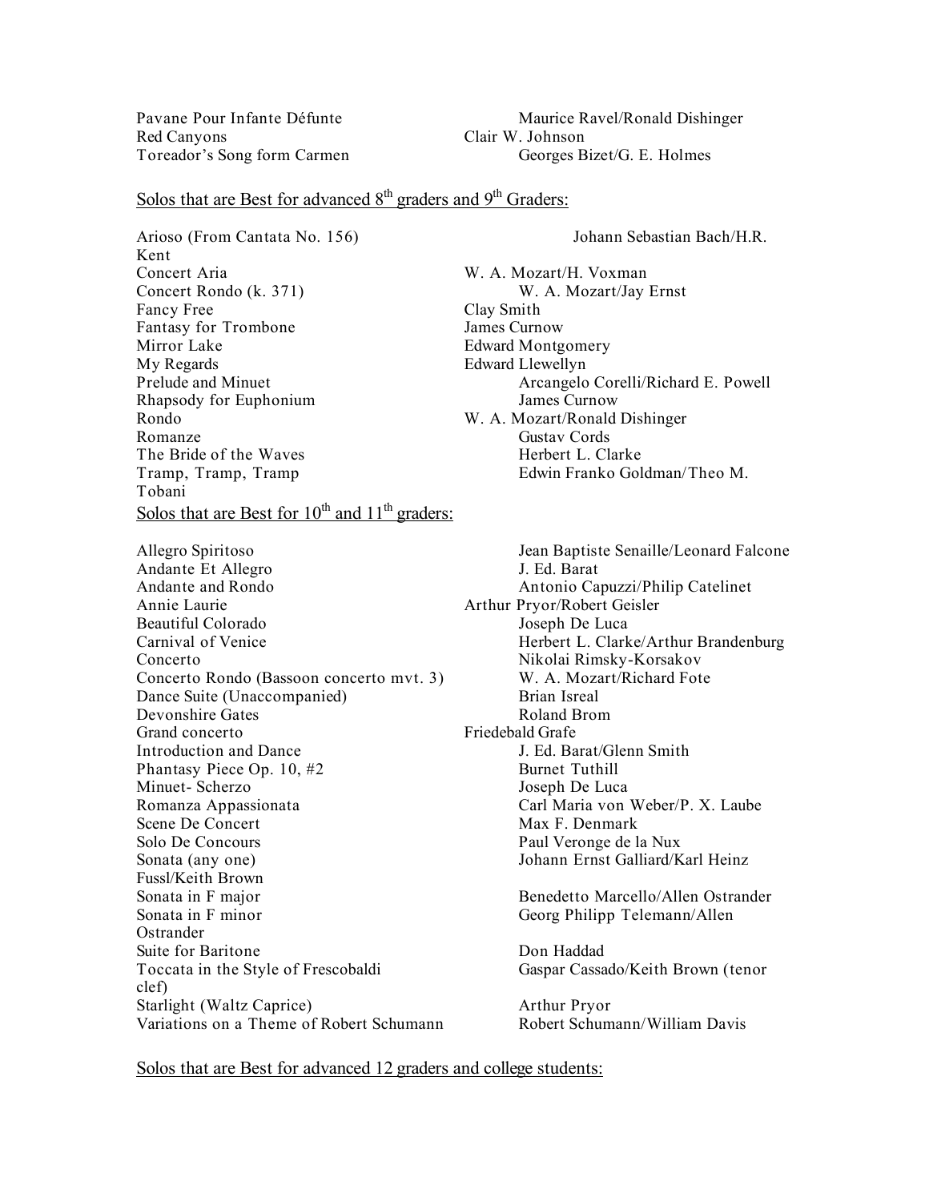| | |
|---|---|
| Pavane Pour Infante Défunte | Maurice Ravel/Ronald Dishinger |
| Red Canyons | Clair W. Johnson |
| Toreador's Song form Carmen | Georges Bizet/G. E. Holmes |

Solos that are Best for advanced 8th graders and 9th Graders:

| | |
|---|---|
| Arioso (From Cantata No. 156) | Johann Sebastian Bach/H.R. Kent |
| Concert Aria | W. A. Mozart/H. Voxman |
| Concert Rondo (k. 371) | W. A. Mozart/Jay Ernst |
| Fancy Free | Clay Smith |
| Fantasy for Trombone | James Curnow |
| Mirror Lake | Edward Montgomery |
| My Regards | Edward Llewellyn |
| Prelude and Minuet | Arcangelo Corelli/Richard E. Powell |
| Rhapsody for Euphonium | James Curnow |
| Rondo | W. A. Mozart/Ronald Dishinger |
| Romanze | Gustav Cords |
| The Bride of the Waves | Herbert L. Clarke |
| Tramp, Tramp, Tramp | Edwin Franko Goldman/Theo M. Tobani |

Solos that are Best for 10th and 11th graders:

| | |
|---|---|
| Allegro Spiritoso | Jean Baptiste Senaille/Leonard Falcone |
| Andante Et Allegro | J. Ed. Barat |
| Andante and Rondo | Antonio Capuzzi/Philip Catelinet |
| Annie Laurie | Arthur Pryor/Robert Geisler |
| Beautiful Colorado | Joseph De Luca |
| Carnival of Venice | Herbert L. Clarke/Arthur Brandenburg |
| Concerto | Nikolai Rimsky-Korsakov |
| Concerto Rondo (Bassoon concerto mvt. 3) | W. A. Mozart/Richard Fote |
| Dance Suite (Unaccompanied) | Brian Isreal |
| Devonshire Gates | Roland Brom |
| Grand concerto | Friedebald Grafe |
| Introduction and Dance | J. Ed. Barat/Glenn Smith |
| Phantasy Piece Op. 10, #2 | Burnet Tuthill |
| Minuet- Scherzo | Joseph De Luca |
| Romanza Appassionata | Carl Maria von Weber/P. X. Laube |
| Scene De Concert | Max F. Denmark |
| Solo De Concours | Paul Veronge de la Nux |
| Sonata (any one) | Johann Ernst Galliard/Karl Heinz Fussl/Keith Brown |
| Sonata in F major | Benedetto Marcello/Allen Ostrander |
| Sonata in F minor | Georg Philipp Telemann/Allen Ostrander |
| Suite for Baritone | Don Haddad |
| Toccata in the Style of Frescobaldi | Gaspar Cassado/Keith Brown (tenor clef) |
| Starlight (Waltz Caprice) | Arthur Pryor |
| Variations on a Theme of Robert Schumann | Robert Schumann/William Davis |

Solos that are Best for advanced 12 graders and college students: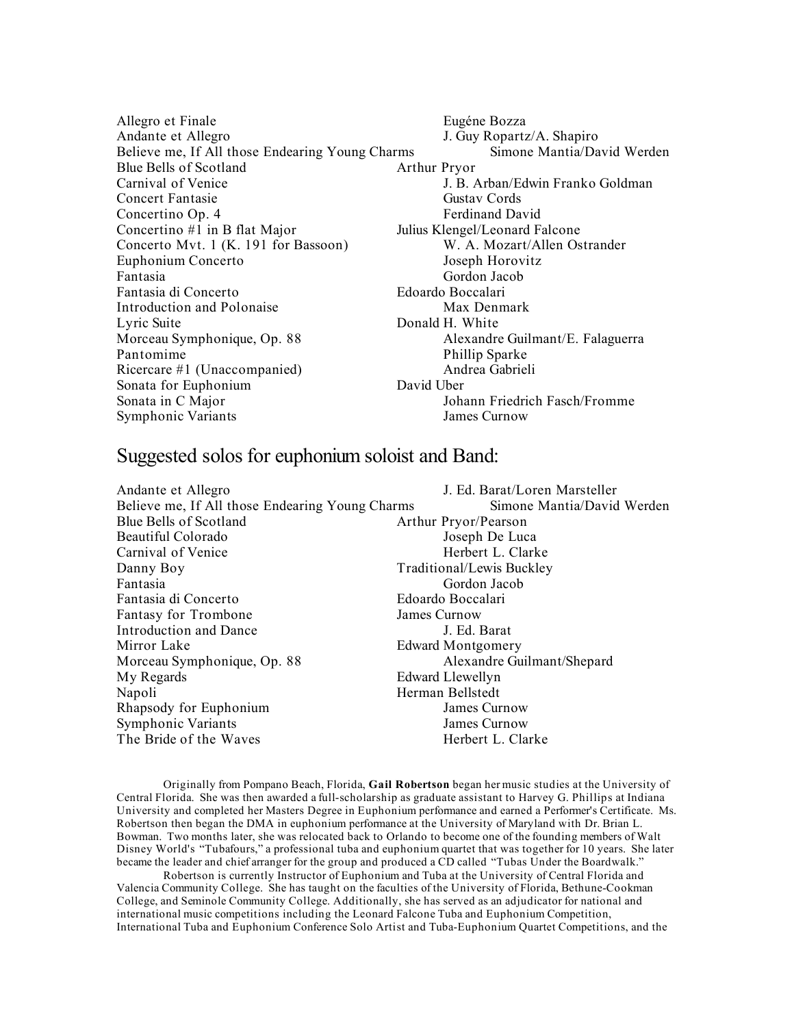| | |
|---|---|
| Allegro et Finale | Eugéne Bozza |
| Andante et Allegro | J. Guy Ropartz/A. Shapiro |
| Believe me, If All those Endearing Young Charms | Simone Mantia/David Werden |
| Blue Bells of Scotland | Arthur Pryor |
| Carnival of Venice | J. B. Arban/Edwin Franko Goldman |
| Concert Fantasie | Gustav Cords |
| Concertino Op. 4 | Ferdinand David |
| Concertino #1 in B flat Major | Julius Klengel/Leonard Falcone |
| Concerto Mvt. 1 (K. 191 for Bassoon) | W. A. Mozart/Allen Ostrander |
| Euphonium Concerto | Joseph Horovitz |
| Fantasia | Gordon Jacob |
| Fantasia di Concerto | Edoardo Boccalari |
| Introduction and Polonaise | Max Denmark |
| Lyric Suite | Donald H. White |
| Morceau Symphonique, Op. 88 | Alexandre Guilmant/E. Falaguerra |
| Pantomime | Phillip Sparke |
| Ricercare #1 (Unaccompanied) | Andrea Gabrieli |
| Sonata for Euphonium | David Uber |
| Sonata in C Major | Johann Friedrich Fasch/Fromme |
| Symphonic Variants | James Curnow |

## Suggested solos for euphonium soloist and Band:

| | |
|---|---|
| Andante et Allegro | J. Ed. Barat/Loren Marsteller |
| Believe me, If All those Endearing Young Charms | Simone Mantia/David Werden |
| Blue Bells of Scotland | Arthur Pryor/Pearson |
| Beautiful Colorado | Joseph De Luca |
| Carnival of Venice | Herbert L. Clarke |
| Danny Boy | Traditional/Lewis Buckley |
| Fantasia | Gordon Jacob |
| Fantasia di Concerto | Edoardo Boccalari |
| Fantasy for Trombone | James Curnow |
| Introduction and Dance | J. Ed. Barat |
| Mirror Lake | Edward Montgomery |
| Morceau Symphonique, Op. 88 | Alexandre Guilmant/Shepard |
| My Regards | Edward Llewellyn |
| Napoli | Herman Bellstedt |
| Rhapsody for Euphonium | James Curnow |
| Symphonic Variants | James Curnow |
| The Bride of the Waves | Herbert L. Clarke |

Originally from Pompano Beach, Florida, **Gail Robertson** began her music studies at the University of Central Florida. She was then awarded a full-scholarship as graduate assistant to Harvey G. Phillips at Indiana University and completed her Masters Degree in Euphonium performance and earned a Performer's Certificate. Ms. Robertson then began the DMA in euphonium performance at the University of Maryland with Dr. Brian L. Bowman. Two months later, she was relocated back to Orlando to become one of the founding members of Walt Disney World's "Tubafours," a professional tuba and euphonium quartet that was together for 10 years. She later became the leader and chief arranger for the group and produced a CD called "Tubas Under the Boardwalk."

Robertson is currently Instructor of Euphonium and Tuba at the University of Central Florida and Valencia Community College. She has taught on the faculties of the University of Florida, Bethune-Cookman College, and Seminole Community College. Additionally, she has served as an adjudicator for national and international music competitions including the Leonard Falcone Tuba and Euphonium Competition, International Tuba and Euphonium Conference Solo Artist and Tuba-Euphonium Quartet Competitions, and the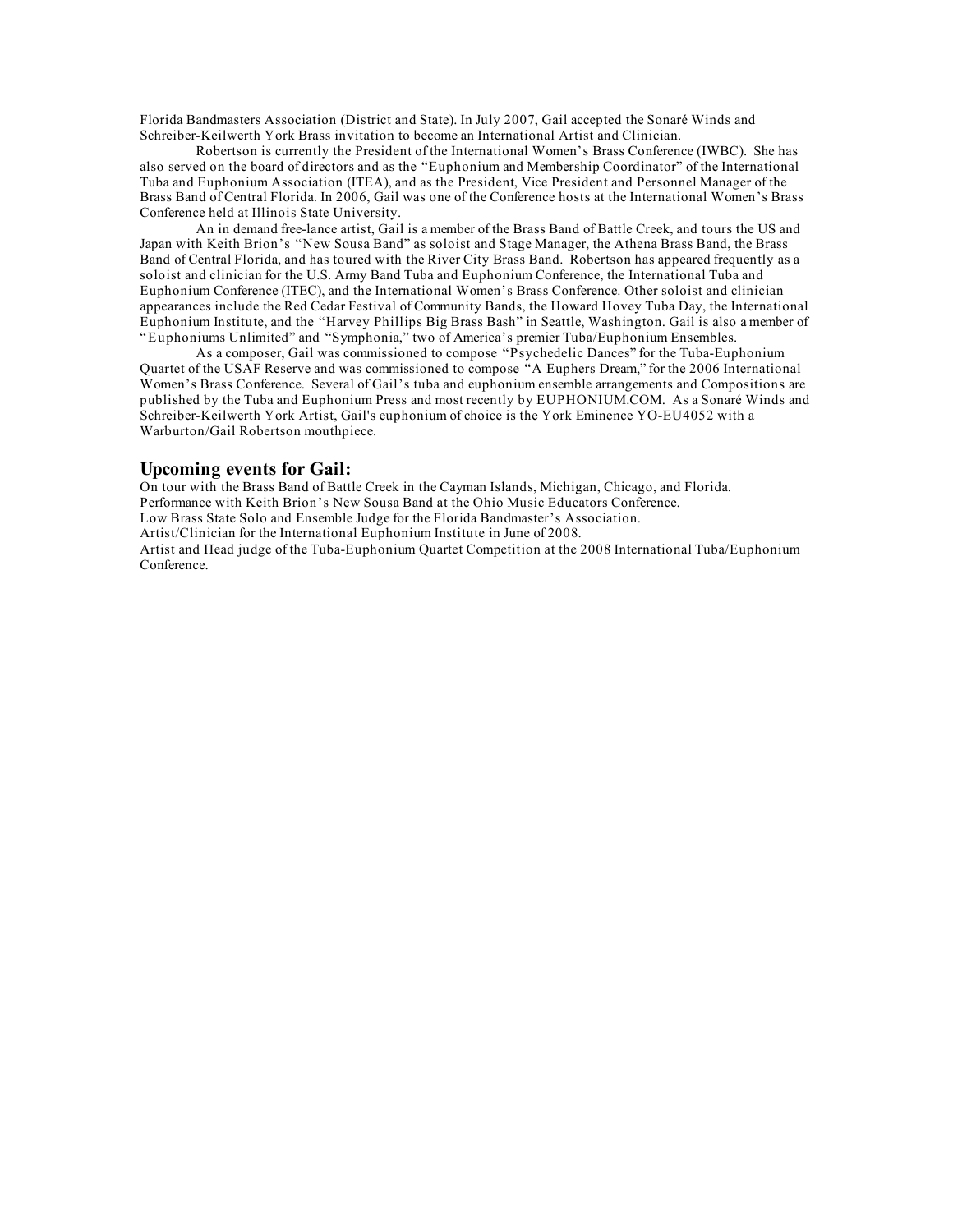Florida Bandmasters Association (District and State). In July 2007, Gail accepted the Sonaré Winds and Schreiber-Keilwerth York Brass invitation to become an International Artist and Clinician.

Robertson is currently the President of the International Women's Brass Conference (IWBC). She has also served on the board of directors and as the "Euphonium and Membership Coordinator" of the International Tuba and Euphonium Association (ITEA), and as the President, Vice President and Personnel Manager of the Brass Band of Central Florida. In 2006, Gail was one of the Conference hosts at the International Women's Brass Conference held at Illinois State University.

An in demand free-lance artist, Gail is a member of the Brass Band of Battle Creek, and tours the US and Japan with Keith Brion's "New Sousa Band" as soloist and Stage Manager, the Athena Brass Band, the Brass Band of Central Florida, and has toured with the River City Brass Band. Robertson has appeared frequently as a soloist and clinician for the U.S. Army Band Tuba and Euphonium Conference, the International Tuba and Euphonium Conference (ITEC), and the International Women's Brass Conference. Other soloist and clinician appearances include the Red Cedar Festival of Community Bands, the Howard Hovey Tuba Day, the International Euphonium Institute, and the "Harvey Phillips Big Brass Bash" in Seattle, Washington. Gail is also a member of "Euphoniums Unlimited" and "Symphonia," two of America's premier Tuba/Euphonium Ensembles.

As a composer, Gail was commissioned to compose "Psychedelic Dances" for the Tuba-Euphonium Quartet of the USAF Reserve and was commissioned to compose "A Euphers Dream," for the 2006 International Women's Brass Conference. Several of Gail's tuba and euphonium ensemble arrangements and Compositions are published by the Tuba and Euphonium Press and most recently by EUPHONIUM.COM. As a Sonaré Winds and Schreiber-Keilwerth York Artist, Gail's euphonium of choice is the York Eminence YO-EU4052 with a Warburton/Gail Robertson mouthpiece.

## Upcoming events for Gail:

On tour with the Brass Band of Battle Creek in the Cayman Islands, Michigan, Chicago, and Florida.
Performance with Keith Brion's New Sousa Band at the Ohio Music Educators Conference.
Low Brass State Solo and Ensemble Judge for the Florida Bandmaster's Association.
Artist/Clinician for the International Euphonium Institute in June of 2008.
Artist and Head judge of the Tuba-Euphonium Quartet Competition at the 2008 International Tuba/Euphonium Conference.